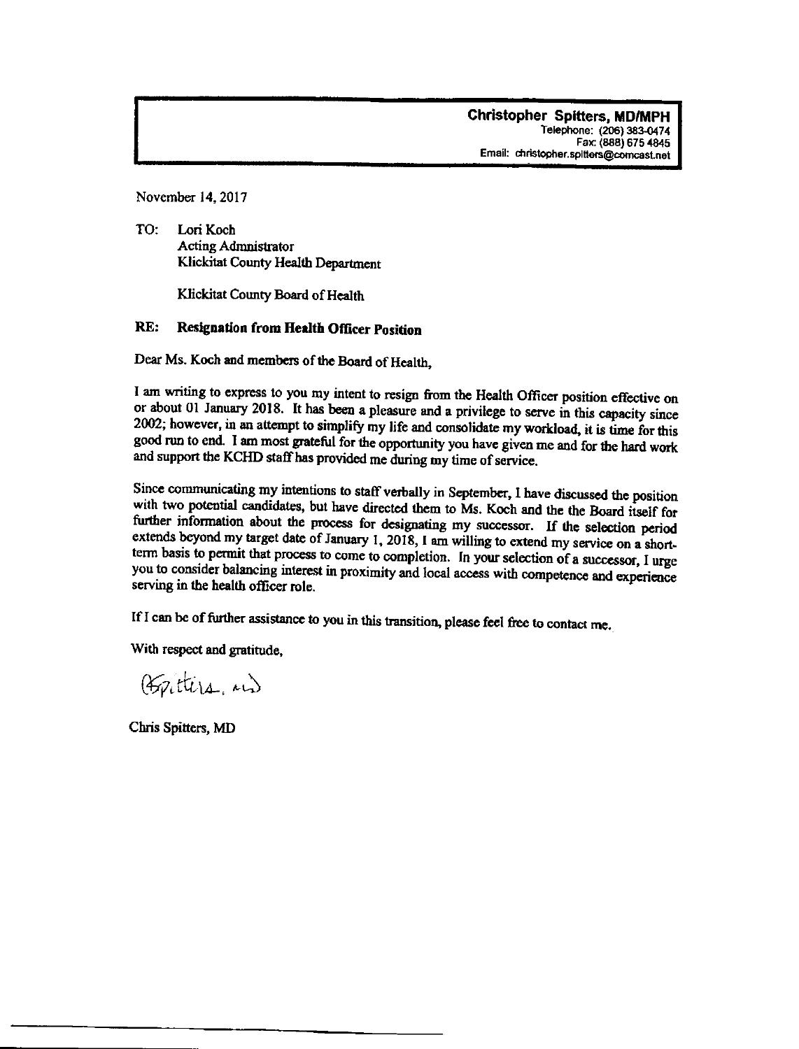**Christopher Spitters, MD/MPH**
Telephone: (206) 383-0474
Fax: (888) 675 4845
Email: christopher.spitters@comcast.net

November 14, 2017

TO: Lori Koch
Acting Administrator
Klickitat County Health Department

Klickitat County Board of Health

**RE: Resignation from Health Officer Position**

Dear Ms. Koch and members of the Board of Health,

I am writing to express to you my intent to resign from the Health Officer position effective on or about 01 January 2018. It has been a pleasure and a privilege to serve in this capacity since 2002; however, in an attempt to simplify my life and consolidate my workload, it is time for this good run to end. I am most grateful for the opportunity you have given me and for the hard work and support the KCHD staff has provided me during my time of service.

Since communicating my intentions to staff verbally in September, I have discussed the position with two potential candidates, but have directed them to Ms. Koch and the the Board itself for further information about the process for designating my successor. If the selection period extends beyond my target date of January 1, 2018, I am willing to extend my service on a short-term basis to permit that process to come to completion. In your selection of a successor, I urge you to consider balancing interest in proximity and local access with competence and experience serving in the health officer role.

If I can be of further assistance to you in this transition, please feel free to contact me.

With respect and gratitude,

CSpitters, MD

Chris Spitters, MD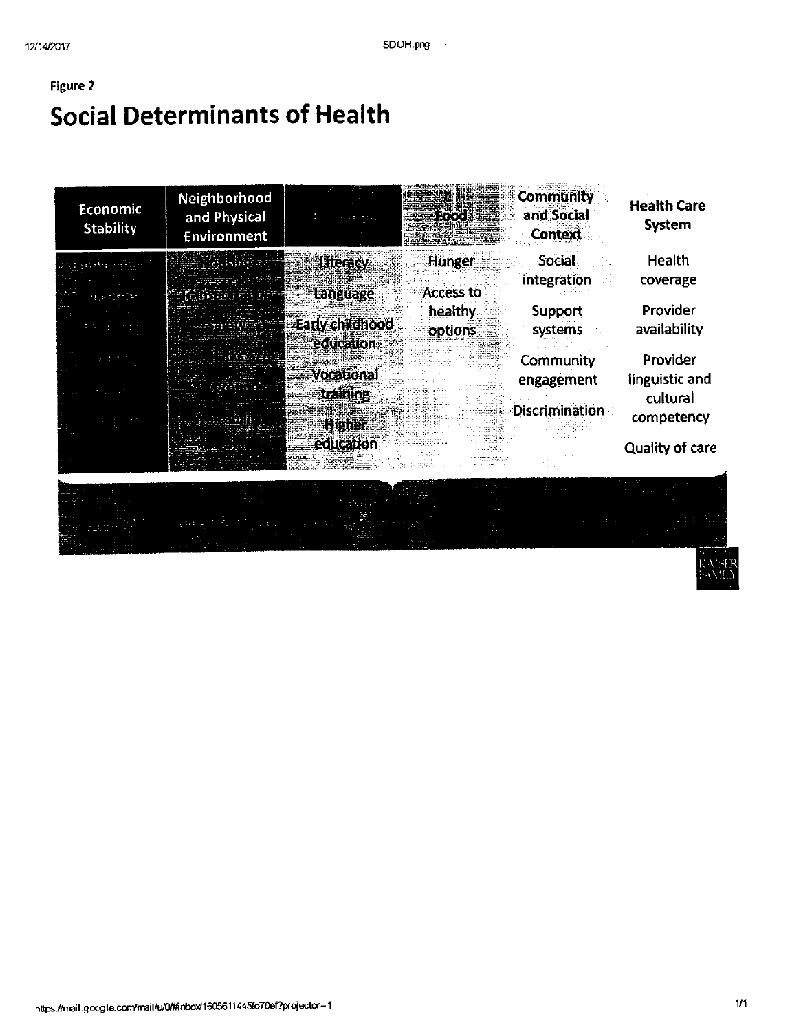Figure 2

# Social Determinants of Health

| Economic Stability | Neighborhood and Physical Environment | | Food | Community and Social Context | Health Care System |
|---|---|---|---|---|---|
| | | Literacy | Hunger | Social integration | Health coverage |
| | | Language | Access to healthy options | Support systems | Provider availability |
| | | Early childhood education | | Community engagement | Provider linguistic and cultural competency |
| | | Vocational training | | Discrimination | Quality of care |
| | | Higher education | | | |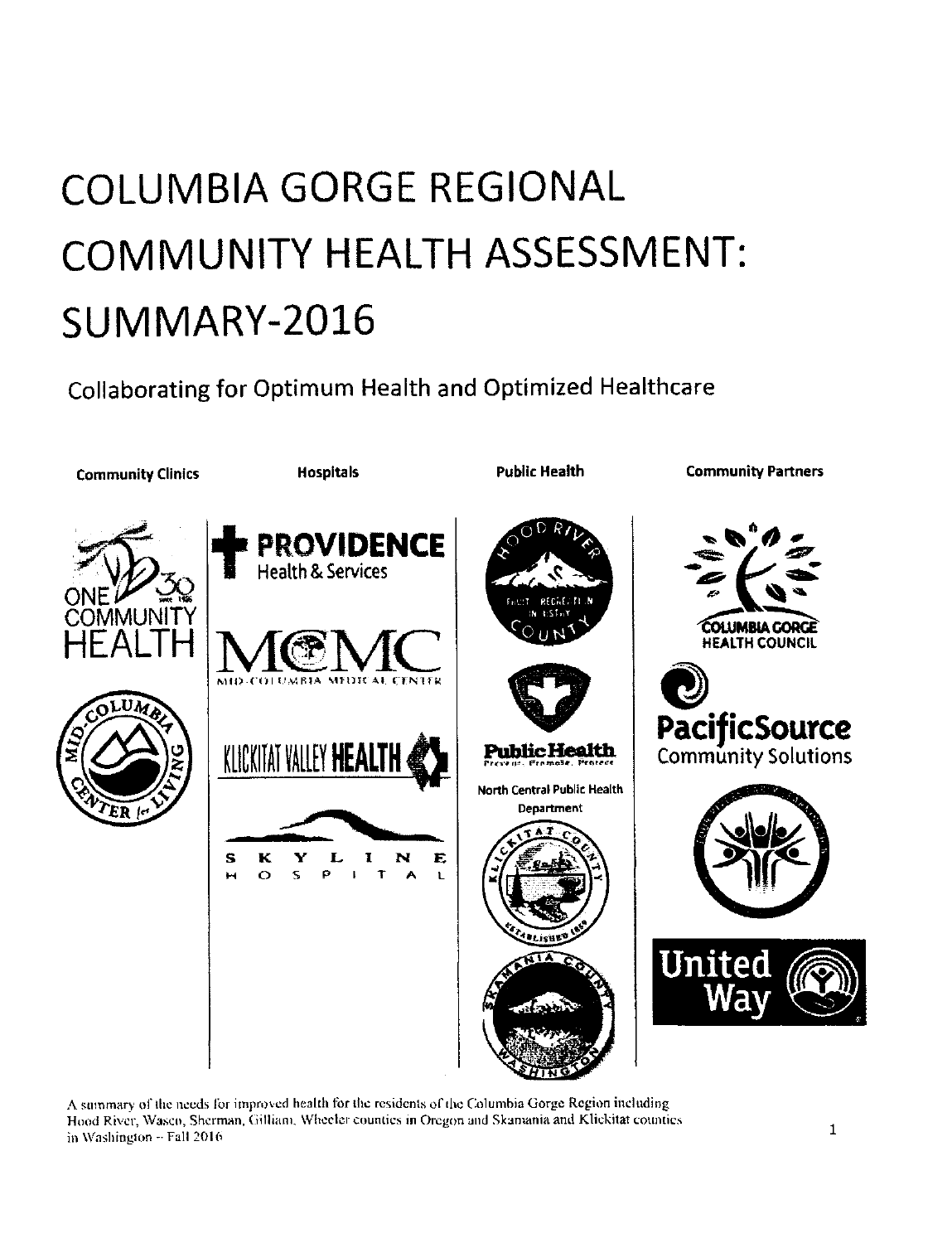# COLUMBIA GORGE REGIONAL COMMUNITY HEALTH ASSESSMENT: SUMMARY-2016

## Collaborating for Optimum Health and Optimized Healthcare

| Community Clinics | Hospitals | Public Health | Community Partners |
|---|---|---|---|
| One Community Health | Providence Health & Services | Hood River County | Columbia Gorge Health Council |
| Mid-Columbia Center for Living | MCMC Mid-Columbia Medical Center | North Central Public Health Department | PacificSource Community Solutions |
| | Klickitat Valley Health | Klickitat County | |
| | Skyline Hospital | Skamania County | United Way |

A summary of the needs for improved health for the residents of the Columbia Gorge Region including Hood River, Wasco, Sherman, Gilliam, Wheeler counties in Oregon and Skamania and Klickitat counties in Washington – Fall 2016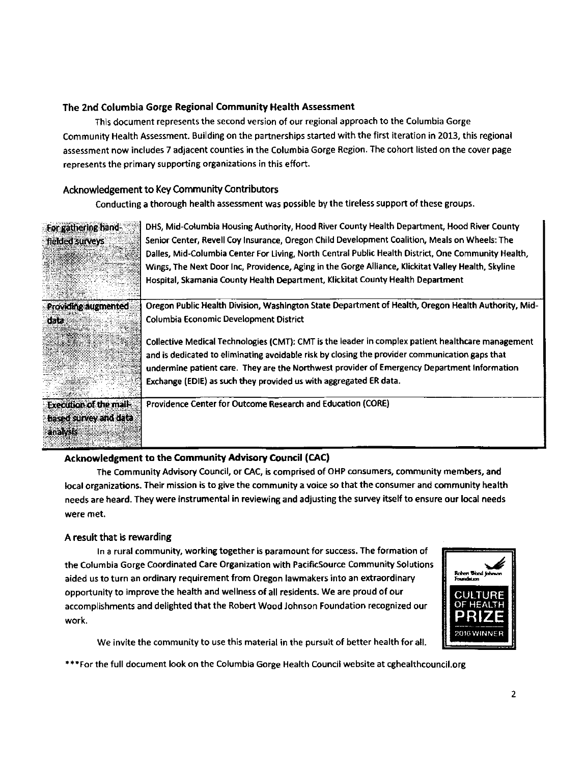## The 2nd Columbia Gorge Regional Community Health Assessment

This document represents the second version of our regional approach to the Columbia Gorge Community Health Assessment. Building on the partnerships started with the first iteration in 2013, this regional assessment now includes 7 adjacent counties in the Columbia Gorge Region. The cohort listed on the cover page represents the primary supporting organizations in this effort.

### Acknowledgement to Key Community Contributors

Conducting a thorough health assessment was possible by the tireless support of these groups.

| | |
|---|---|
| For gathering hand-fielded surveys | DHS, Mid-Columbia Housing Authority, Hood River County Health Department, Hood River County Senior Center, Revell Coy Insurance, Oregon Child Development Coalition, Meals on Wheels: The Dalles, Mid-Columbia Center For Living, North Central Public Health District, One Community Health, Wings, The Next Door Inc, Providence, Aging in the Gorge Alliance, Klickitat Valley Health, Skyline Hospital, Skamania County Health Department, Klickitat County Health Department |
| Providing augmented data | Oregon Public Health Division, Washington State Department of Health, Oregon Health Authority, Mid-Columbia Economic Development District<br><br>Collective Medical Technologies (CMT): CMT is the leader in complex patient healthcare management and is dedicated to eliminating avoidable risk by closing the provider communication gaps that undermine patient care. They are the Northwest provider of Emergency Department Information Exchange (EDIE) as such they provided us with aggregated ER data. |
| Execution of the mail-based survey and data analysis | Providence Center for Outcome Research and Education (CORE) |

### Acknowledgment to the Community Advisory Council (CAC)

The Community Advisory Council, or CAC, is comprised of OHP consumers, community members, and local organizations. Their mission is to give the community a voice so that the consumer and community health needs are heard. They were instrumental in reviewing and adjusting the survey itself to ensure our local needs were met.

### A result that is rewarding

In a rural community, working together is paramount for success. The formation of the Columbia Gorge Coordinated Care Organization with PacificSource Community Solutions aided us to turn an ordinary requirement from Oregon lawmakers into an extraordinary opportunity to improve the health and wellness of all residents. We are proud of our accomplishments and delighted that the Robert Wood Johnson Foundation recognized our work.

Robert Wood Johnson Foundation — CULTURE OF HEALTH PRIZE — 2016 WINNER

We invite the community to use this material in the pursuit of better health for all.

***For the full document look on the Columbia Gorge Health Council website at cghealthcouncil.org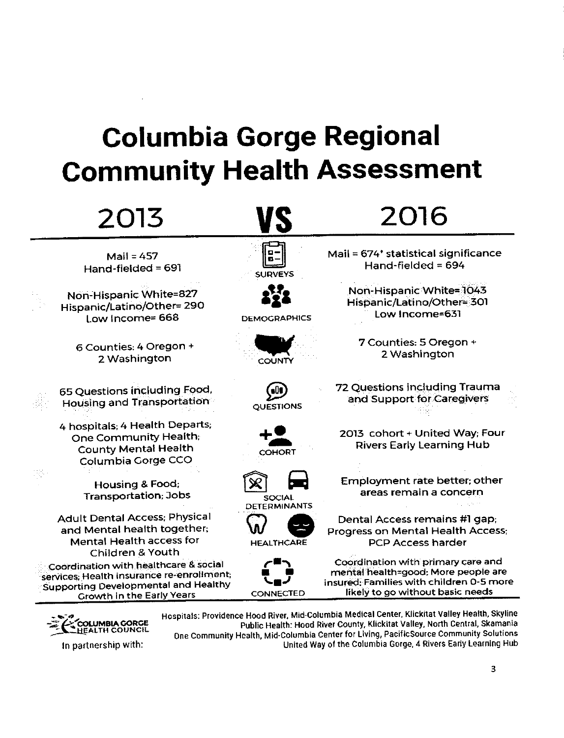# Columbia Gorge Regional Community Health Assessment

| 2013 | VS | 2016 |
| --- | --- | --- |
| Mail = 457<br>Hand-fielded = 691 | SURVEYS | Mail = 674* statistical significance<br>Hand-fielded = 694 |
| Non-Hispanic White=827<br>Hispanic/Latino/Other= 290<br>Low Income= 668 | DEMOGRAPHICS | Non-Hispanic White= 1043<br>Hispanic/Latino/Other= 301<br>Low Income=631 |
| 6 Counties: 4 Oregon + 2 Washington | COUNTY | 7 Counties: 5 Oregon + 2 Washington |
| 65 Questions including Food, Housing and Transportation | QUESTIONS | 72 Questions including Trauma and Support for Caregivers |
| 4 hospitals; 4 Health Departs; One Community Health; County Mental Health Columbia Gorge CCO | COHORT | 2013 cohort + United Way; Four Rivers Early Learning Hub |
| Housing & Food; Transportation; Jobs | SOCIAL DETERMINANTS | Employment rate better; other areas remain a concern |
| Adult Dental Access; Physical and Mental health together; Mental Health access for Children & Youth | HEALTHCARE | Dental Access remains #1 gap; Progress on Mental Health Access; PCP Access harder |
| Coordination with healthcare & social services; Health insurance re-enrollment; Supporting Developmental and Healthy Growth in the Early Years | CONNECTED | Coordination with primary care and mental health=good; More people are insured; Families with children 0-5 more likely to go without basic needs |

COLUMBIA GORGE HEALTH COUNCIL

In partnership with:

Hospitals: Providence Hood River, Mid-Columbia Medical Center, Klickitat Valley Health, Skyline
Public Health: Hood River County, Klickitat Valley, North Central, Skamania
One Community Health, Mid-Columbia Center for Living, PacificSource Community Solutions
United Way of the Columbia Gorge, 4 Rivers Early Learning Hub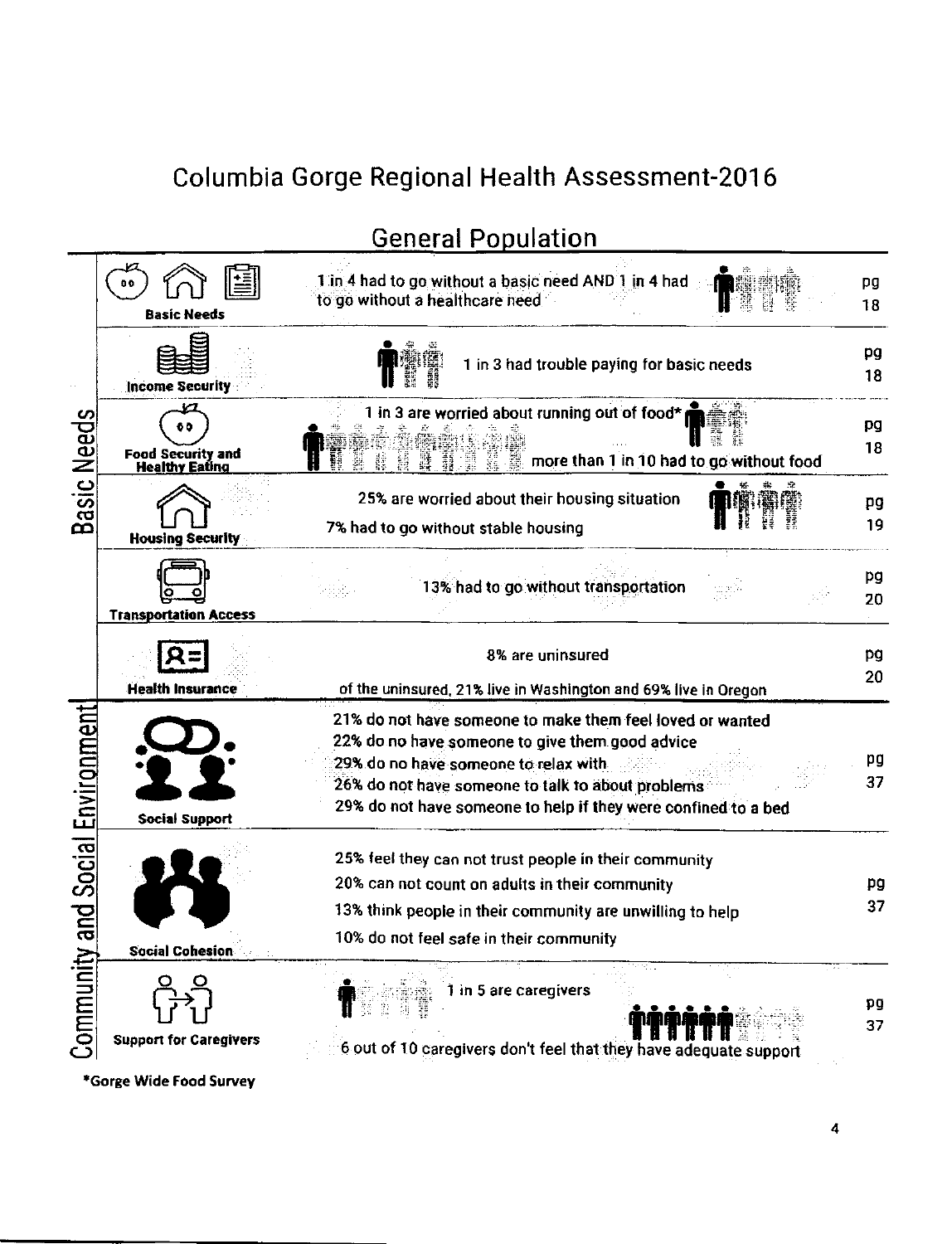# Columbia Gorge Regional Health Assessment-2016

## General Population

| | Category | Findings | Page |
|---|---|---|---|
| Basic Needs | Basic Needs | 1 in 4 had to go without a basic need AND 1 in 4 had to go without a healthcare need | pg 18 |
| | Income Security | 1 in 3 had trouble paying for basic needs | pg 18 |
| | Food Security and Healthy Eating | 1 in 3 are worried about running out of food*<br>more than 1 in 10 had to go without food | pg 18 |
| | Housing Security | 25% are worried about their housing situation<br>7% had to go without stable housing | pg 19 |
| | Transportation Access | 13% had to go without transportation | pg 20 |
| | Health Insurance | 8% are uninsured<br>of the uninsured, 21% live in Washington and 69% live in Oregon | pg 20 |
| Community and Social Environment | Social Support | 21% do not have someone to make them feel loved or wanted<br>22% do no have someone to give them good advice<br>29% do no have someone to relax with<br>26% do not have someone to talk to about problems<br>29% do not have someone to help if they were confined to a bed | pg 37 |
| | Social Cohesion | 25% feel they can not trust people in their community<br>20% can not count on adults in their community<br>13% think people in their community are unwilling to help<br>10% do not feel safe in their community | pg 37 |
| | Support for Caregivers | 1 in 5 are caregivers<br>6 out of 10 caregivers don't feel that they have adequate support | pg 37 |

*Gorge Wide Food Survey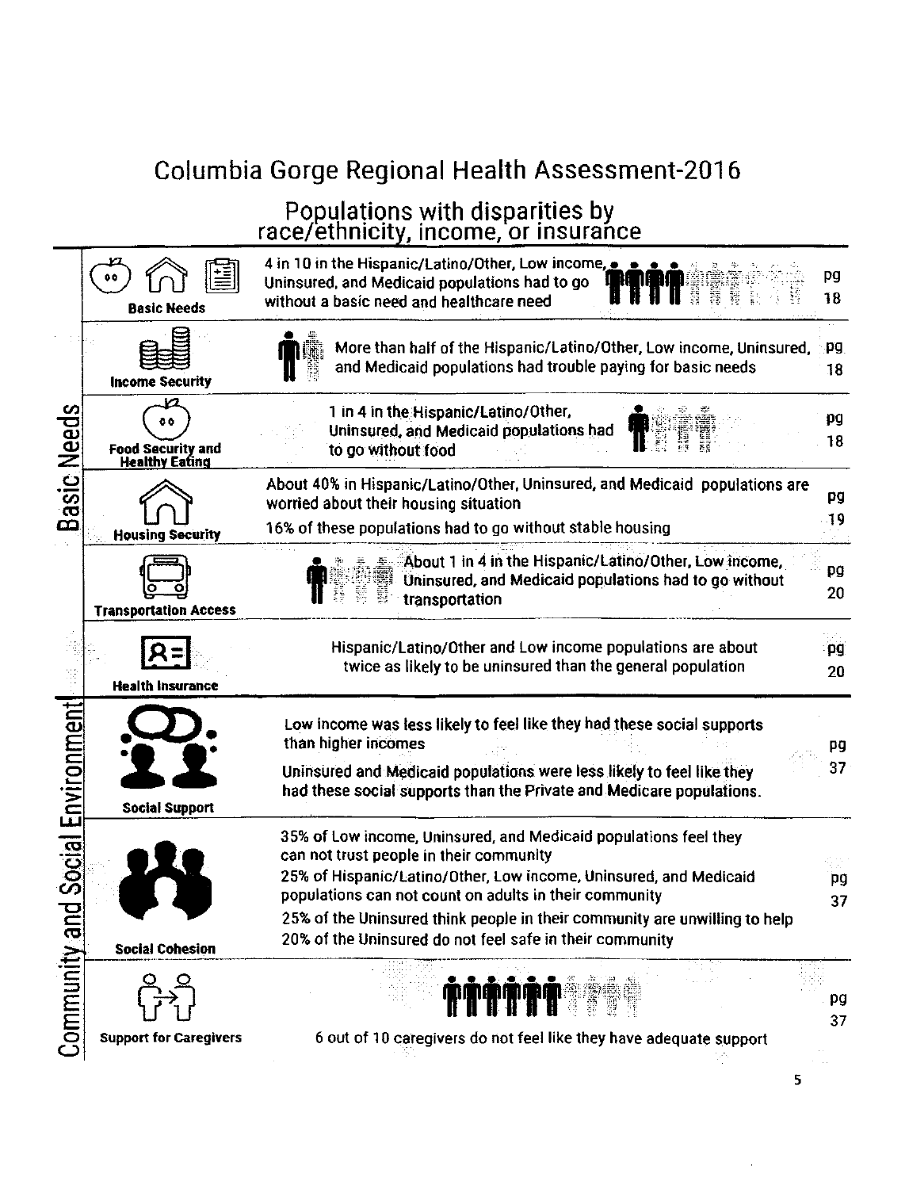# Columbia Gorge Regional Health Assessment-2016

## Populations with disparities by race/ethnicity, income, or insurance

### Basic Needs

| Topic | Finding | Page |
|---|---|---|
| **Basic Needs** | 4 in 10 in the Hispanic/Latino/Other, Low income, Uninsured, and Medicaid populations had to go without a basic need and healthcare need | pg 18 |
| **Income Security** | More than half of the Hispanic/Latino/Other, Low income, Uninsured, and Medicaid populations had trouble paying for basic needs | pg 18 |
| **Food Security and Healthy Eating** | 1 in 4 in the Hispanic/Latino/Other, Uninsured, and Medicaid populations had to go without food | pg 18 |
| **Housing Security** | About 40% in Hispanic/Latino/Other, Uninsured, and Medicaid populations are worried about their housing situation<br>16% of these populations had to go without stable housing | pg 19 |
| **Transportation Access** | About 1 in 4 in the Hispanic/Latino/Other, Low income, Uninsured, and Medicaid populations had to go without transportation | pg 20 |
| **Health Insurance** | Hispanic/Latino/Other and Low income populations are about twice as likely to be uninsured than the general population | pg 20 |

### Community and Social Environment

| Topic | Finding | Page |
|---|---|---|
| **Social Support** | Low income was less likely to feel like they had these social supports than higher incomes<br>Uninsured and Medicaid populations were less likely to feel like they had these social supports than the Private and Medicare populations. | pg 37 |
| **Social Cohesion** | 35% of Low income, Uninsured, and Medicaid populations feel they can not trust people in their community<br>25% of Hispanic/Latino/Other, Low income, Uninsured, and Medicaid populations can not count on adults in their community<br>25% of the Uninsured think people in their community are unwilling to help<br>20% of the Uninsured do not feel safe in their community | pg 37 |
| **Support for Caregivers** | 6 out of 10 caregivers do not feel like they have adequate support | pg 37 |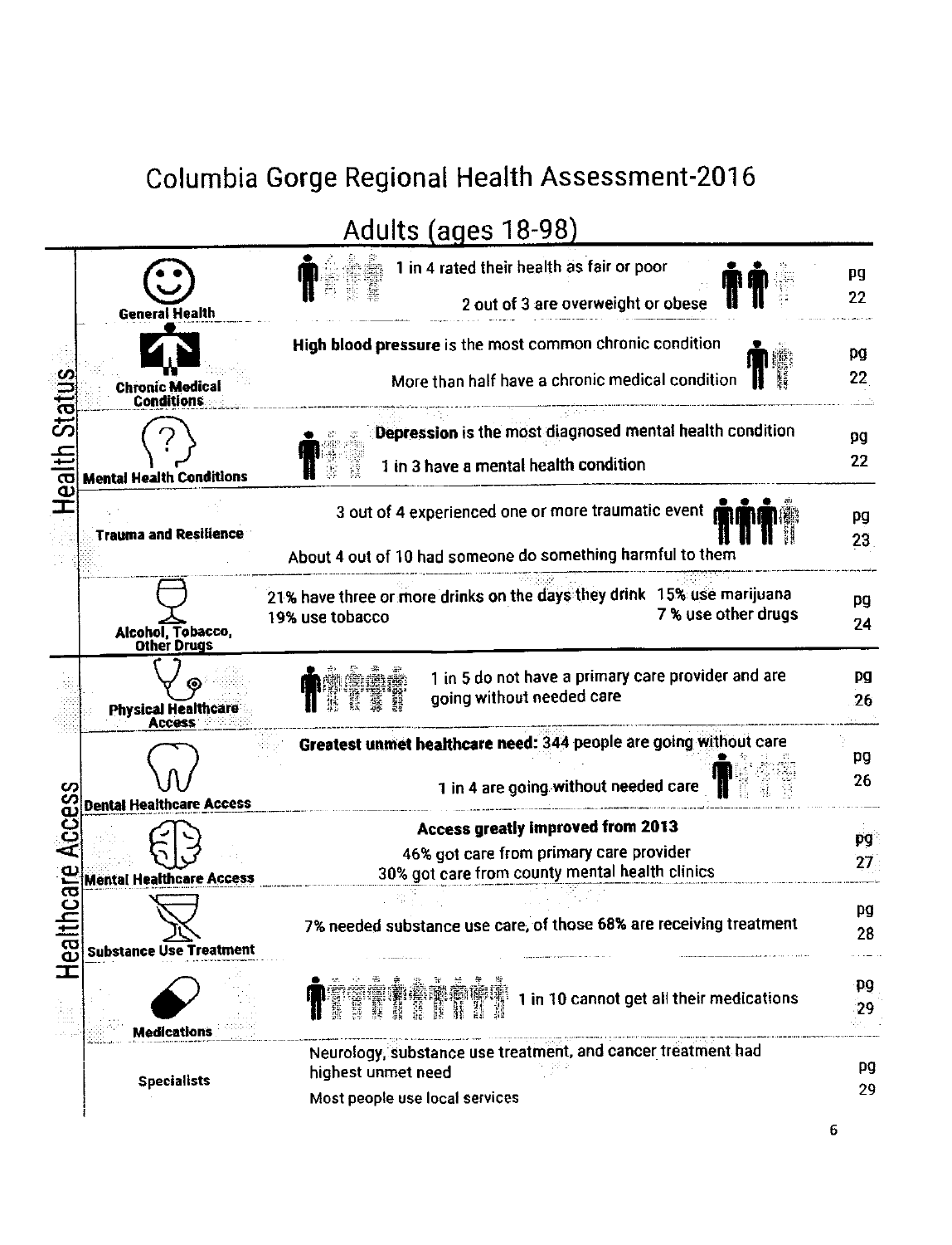# Columbia Gorge Regional Health Assessment-2016

## Adults (ages 18-98)

| Section | Topic | Findings | Page |
|---|---|---|---|
| Health Status | General Health | 1 in 4 rated their health as fair or poor<br>2 out of 3 are overweight or obese | pg 22 |
| | Chronic Medical Conditions | **High blood pressure** is the most common chronic condition<br>More than half have a chronic medical condition | pg 22 |
| | Mental Health Conditions | **Depression** is the most diagnosed mental health condition<br>1 in 3 have a mental health condition | pg 22 |
| | Trauma and Resilience | 3 out of 4 experienced one or more traumatic event<br>About 4 out of 10 had someone do something harmful to them | pg 23 |
| | Alcohol, Tobacco, Other Drugs | 21% have three or more drinks on the days they drink<br>19% use tobacco<br>15% use marijuana<br>7 % use other drugs | pg 24 |
| Healthcare Access | Physical Healthcare Access | 1 in 5 do not have a primary care provider and are going without needed care | pg 26 |
| | Dental Healthcare Access | **Greatest unmet healthcare need:** 344 people are going without care<br>1 in 4 are going without needed care | pg 26 |
| | Mental Healthcare Access | **Access greatly improved from 2013**<br>46% got care from primary care provider<br>30% got care from county mental health clinics | pg 27 |
| | Substance Use Treatment | 7% needed substance use care, of those **68%** are receiving treatment | pg 28 |
| | Medications | 1 in 10 cannot get all their medications | pg 29 |
| | Specialists | Neurology, substance use treatment, and cancer treatment had highest unmet need<br>Most people use local services | pg 29 |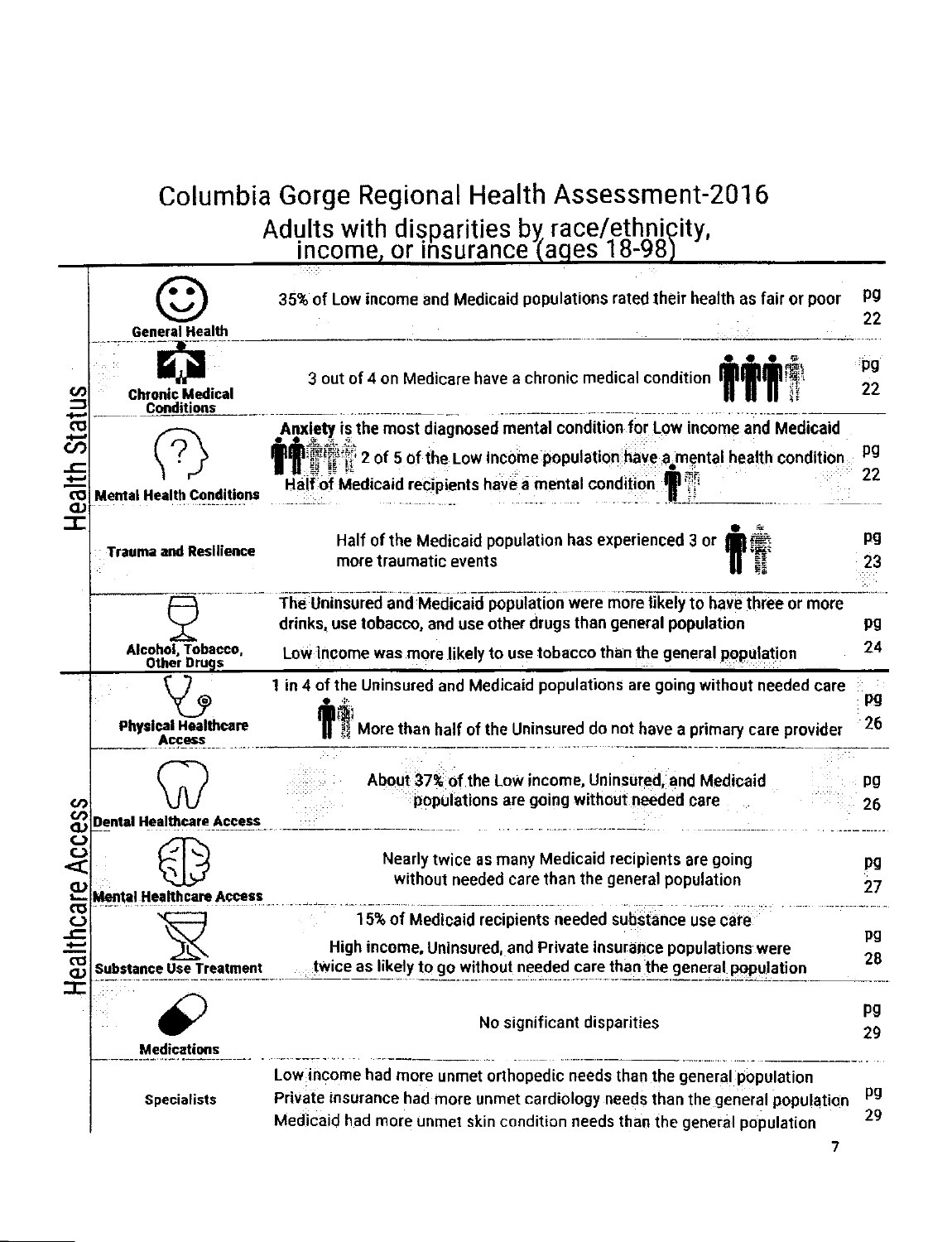# Columbia Gorge Regional Health Assessment-2016

## Adults with disparities by race/ethnicity, income, or insurance (ages 18-98)

| Category | Topic | Finding | Page |
|---|---|---|---|
| Health Status | General Health | 35% of Low income and Medicaid populations rated their health as fair or poor | pg 22 |
| | Chronic Medical Conditions | 3 out of 4 on Medicare have a chronic medical condition | pg 22 |
| | Mental Health Conditions | **Anxiety** is the most diagnosed mental condition for Low income and Medicaid<br>2 of 5 of the Low income population have a mental health condition<br>Half of Medicaid recipients have a mental condition | pg 22 |
| | Trauma and Resilience | Half of the Medicaid population has experienced 3 or more traumatic events | pg 23 |
| | Alcohol, Tobacco, Other Drugs | The Uninsured and Medicaid population were more likely to have three or more drinks, use tobacco, and use other drugs than general population<br>Low income was more likely to use tobacco than the general population | pg 24 |
| Healthcare Access | Physical Healthcare Access | 1 in 4 of the Uninsured and Medicaid populations are going without needed care<br>More than half of the Uninsured do not have a primary care provider | pg 26 |
| | Dental Healthcare Access | About 37% of the Low income, Uninsured, and Medicaid populations are going without needed care | pg 26 |
| | Mental Healthcare Access | Nearly twice as many Medicaid recipients are going without needed care than the general population | pg 27 |
| | Substance Use Treatment | 15% of Medicaid recipients needed substance use care<br>High income, Uninsured, and Private insurance populations were twice as likely to go without needed care than the general population | pg 28 |
| | Medications | No significant disparities | pg 29 |
| | Specialists | Low income had more unmet orthopedic needs than the general population<br>Private insurance had more unmet cardiology needs than the general population<br>Medicaid had more unmet skin condition needs than the general population | pg 29 |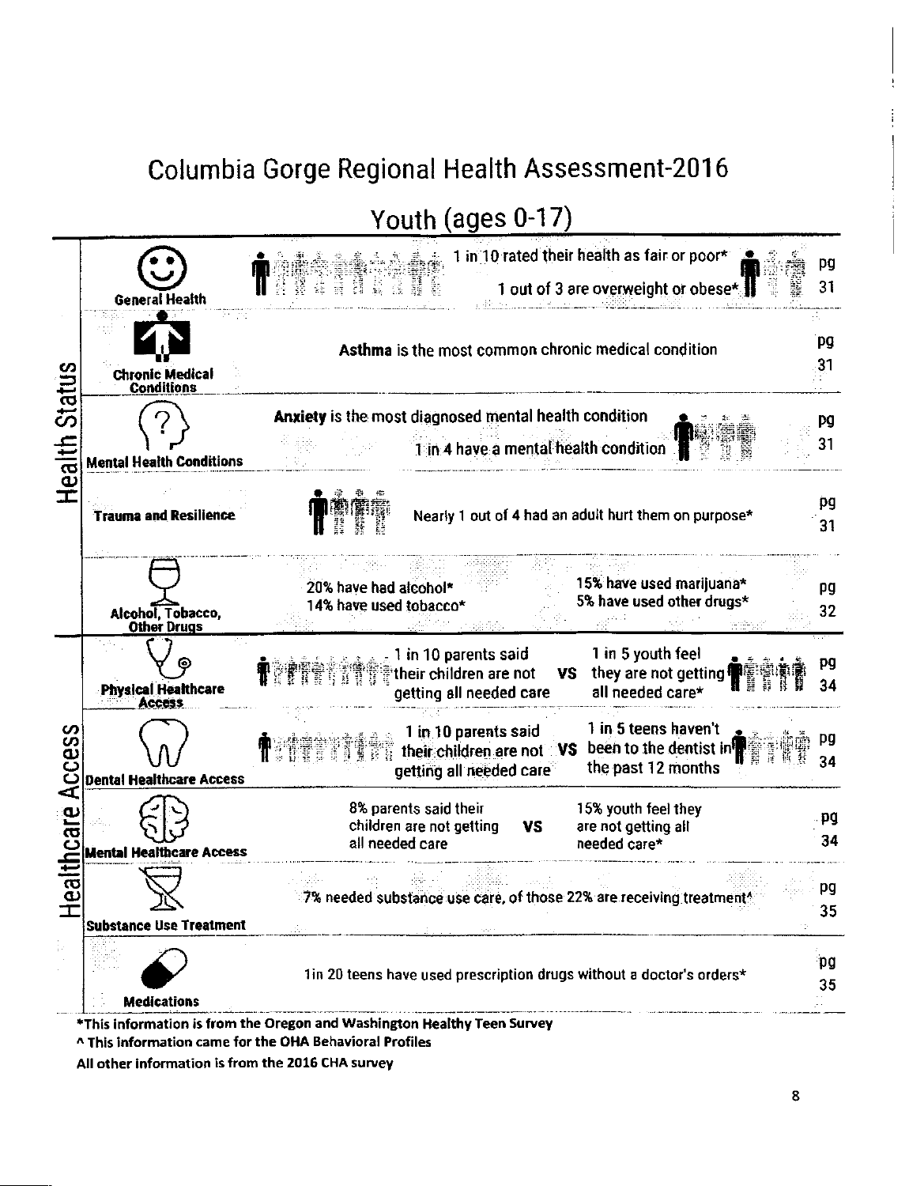# Columbia Gorge Regional Health Assessment-2016

## Youth (ages 0-17)

| Section | Category | Finding | Page |
|---|---|---|---|
| Health Status | General Health | 1 in 10 rated their health as fair or poor*; 1 out of 3 are overweight or obese* | pg 31 |
| | Chronic Medical Conditions | **Asthma** is the most common chronic medical condition | pg 31 |
| | Mental Health Conditions | **Anxiety** is the most diagnosed mental health condition; 1 in 4 have a mental health condition | pg 31 |
| | Trauma and Resilience | Nearly 1 out of 4 had an adult hurt them on purpose* | pg 31 |
| | Alcohol, Tobacco, Other Drugs | 20% have had alcohol*; 14% have used tobacco*; 15% have used marijuana*; 5% have used other drugs* | pg 32 |
| Healthcare Access | Physical Healthcare Access | 1 in 10 parents said their children are not getting all needed care VS 1 in 5 youth feel they are not getting all needed care* | pg 34 |
| | Dental Healthcare Access | 1 in 10 parents said their children are not getting all needed care VS 1 in 5 teens haven't been to the dentist in the past 12 months | pg 34 |
| | Mental Healthcare Access | 8% parents said their children are not getting all needed care VS 15% youth feel they are not getting all needed care* | pg 34 |
| | Substance Use Treatment | 7% needed substance use care, of those 22% are receiving treatment^ | pg 35 |
| | Medications | 1in 20 teens have used prescription drugs without a doctor's orders* | pg 35 |

*This information is from the Oregon and Washington Healthy Teen Survey

^ This information came for the OHA Behavioral Profiles

All other information is from the 2016 CHA survey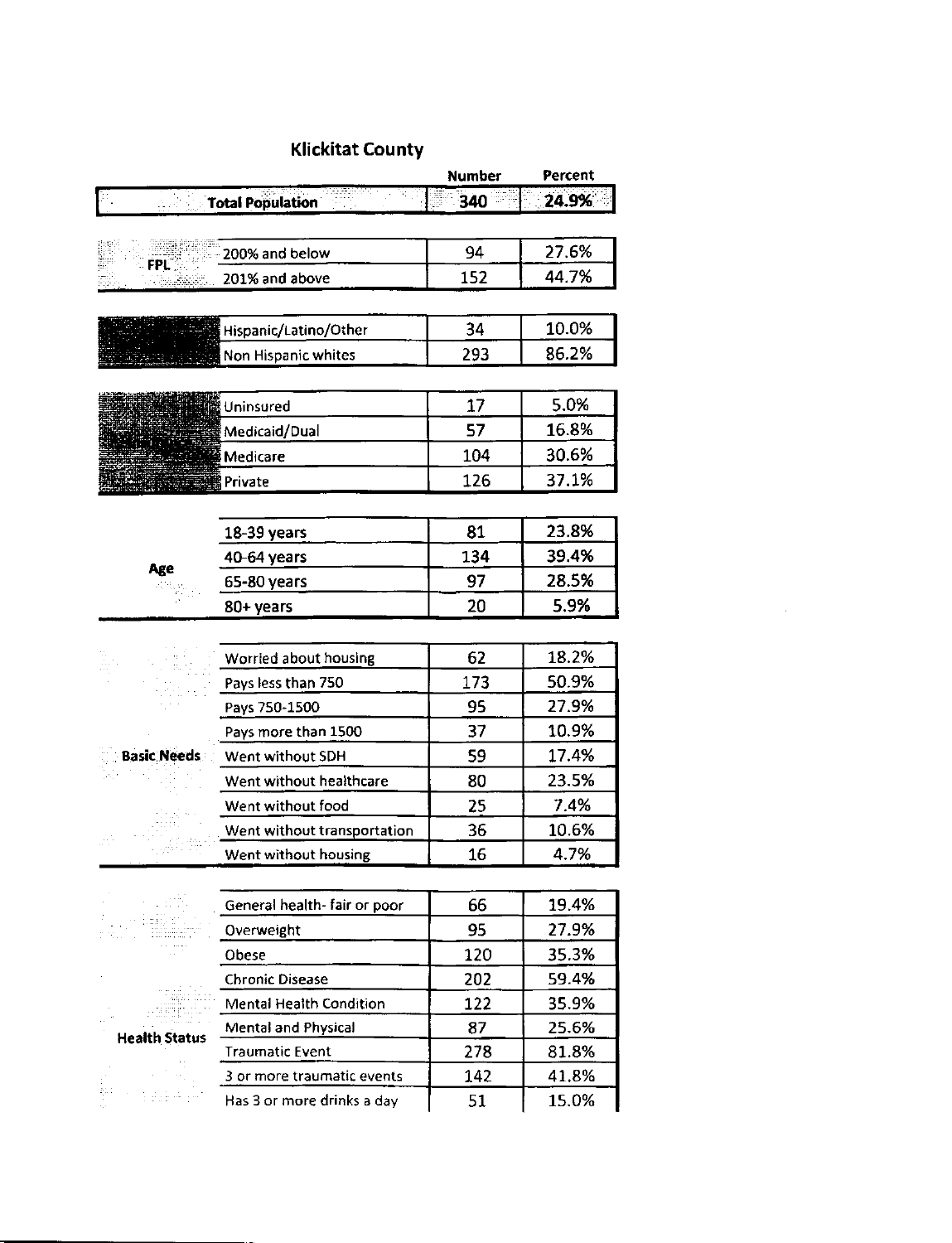## Klickitat County

| | | Number | Percent |
|---|---|---|---|
| **Total Population** | | 340 | 24.9% |
| **FPL** | 200% and below | 94 | 27.6% |
| | 201% and above | 152 | 44.7% |
| | Hispanic/Latino/Other | 34 | 10.0% |
| | Non Hispanic whites | 293 | 86.2% |
| | Uninsured | 17 | 5.0% |
| | Medicaid/Dual | 57 | 16.8% |
| | Medicare | 104 | 30.6% |
| | Private | 126 | 37.1% |
| **Age** | 18-39 years | 81 | 23.8% |
| | 40-64 years | 134 | 39.4% |
| | 65-80 years | 97 | 28.5% |
| | 80+ years | 20 | 5.9% |
| **Basic Needs** | Worried about housing | 62 | 18.2% |
| | Pays less than 750 | 173 | 50.9% |
| | Pays 750-1500 | 95 | 27.9% |
| | Pays more than 1500 | 37 | 10.9% |
| | Went without SDH | 59 | 17.4% |
| | Went without healthcare | 80 | 23.5% |
| | Went without food | 25 | 7.4% |
| | Went without transportation | 36 | 10.6% |
| | Went without housing | 16 | 4.7% |
| **Health Status** | General health- fair or poor | 66 | 19.4% |
| | Overweight | 95 | 27.9% |
| | Obese | 120 | 35.3% |
| | Chronic Disease | 202 | 59.4% |
| | Mental Health Condition | 122 | 35.9% |
| | Mental and Physical | 87 | 25.6% |
| | Traumatic Event | 278 | 81.8% |
| | 3 or more traumatic events | 142 | 41.8% |
| | Has 3 or more drinks a day | 51 | 15.0% |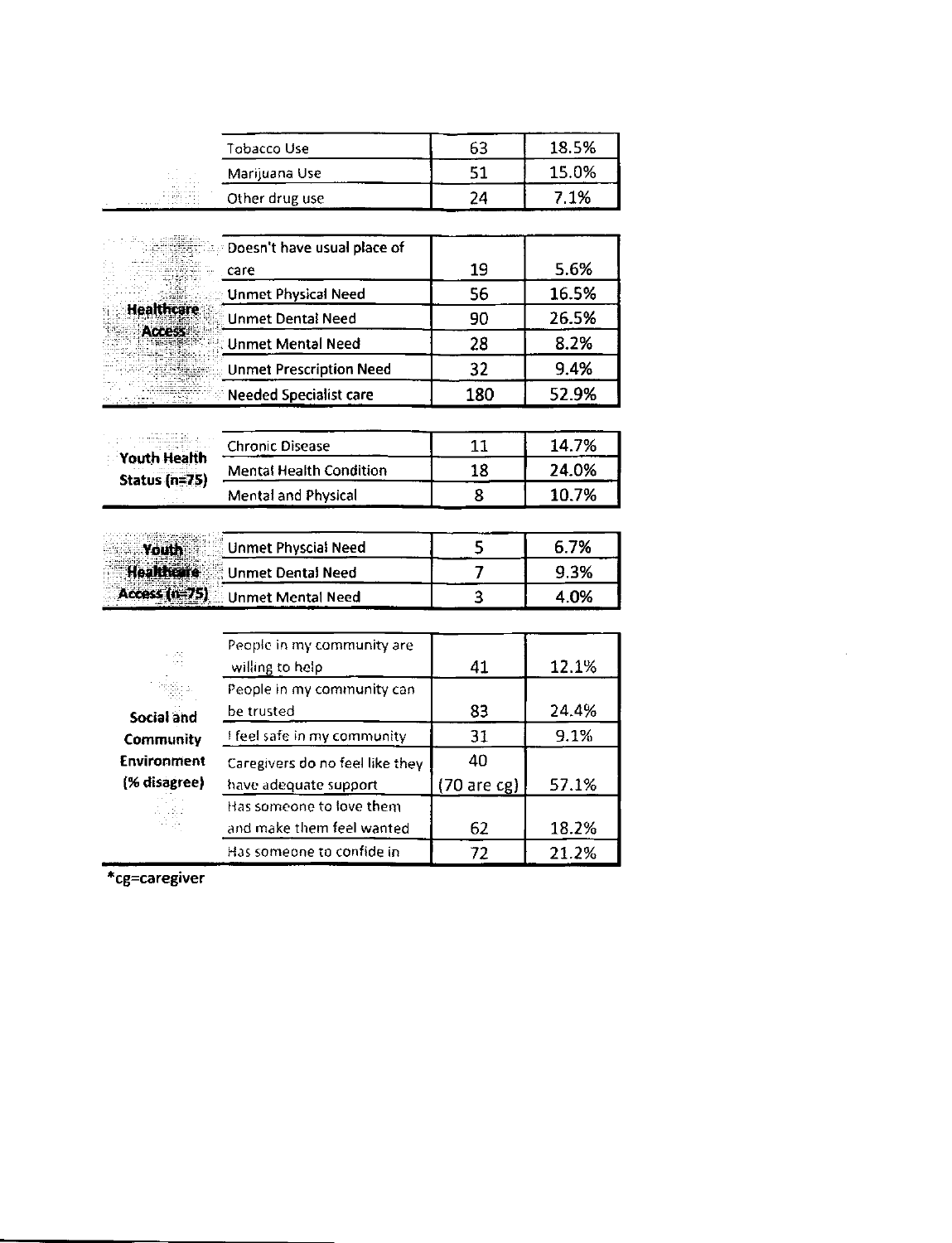| | | | |
|---|---|---|---|
| | Tobacco Use | 63 | 18.5% |
| | Marijuana Use | 51 | 15.0% |
| | Other drug use | 24 | 7.1% |

| | | | |
|---|---|---|---|
| **Healthcare Access** | Doesn't have usual place of care | 19 | 5.6% |
| | Unmet Physical Need | 56 | 16.5% |
| | Unmet Dental Need | 90 | 26.5% |
| | Unmet Mental Need | 28 | 8.2% |
| | Unmet Prescription Need | 32 | 9.4% |
| | Needed Specialist care | 180 | 52.9% |

| | | | |
|---|---|---|---|
| **Youth Health Status (n=75)** | Chronic Disease | 11 | 14.7% |
| | Mental Health Condition | 18 | 24.0% |
| | Mental and Physical | 8 | 10.7% |

| | | | |
|---|---|---|---|
| **Youth Healthcare Access (n=75)** | Unmet Physcial Need | 5 | 6.7% |
| | Unmet Dental Need | 7 | 9.3% |
| | Unmet Mental Need | 3 | 4.0% |

| | | | |
|---|---|---|---|
| **Social and Community Environment (% disagree)** | People in my community are willing to help | 41 | 12.1% |
| | People in my community can be trusted | 83 | 24.4% |
| | I feel safe in my community | 31 | 9.1% |
| | Caregivers do no feel like they have adequate support | 40 (70 are cg) | 57.1% |
| | Has someone to love them and make them feel wanted | 62 | 18.2% |
| | Has someone to confide in | 72 | 21.2% |

**\*cg=caregiver**